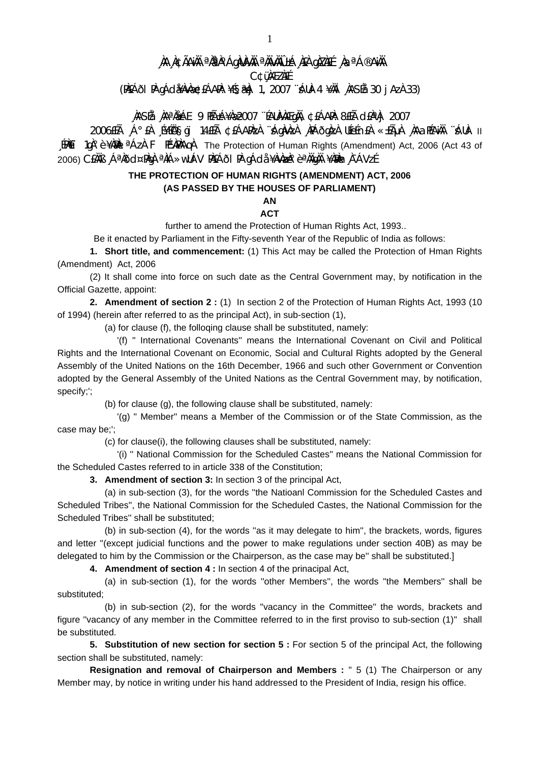¸ÀA¸À¢ÃAiÀÄ ªÀåªÀºÁgÀUÀ¼ÀÄ ªÀÄvÀÄÛ ±Á¸À£À gÀZÀ£É ¸ÀaªÁ®AiÀÄ

C¢ü¸ÀÆZÀ£É

(PÀ£ÁðlPÀ gÁdå¥ÀvÀæ ¢£ÁAPÀ: ¥É§æªÀj 1, 2007 ¨sÁUÀ-4 ¥ÀÄl ¸ÀASÉå 30 jAzÀ 33)

¸ÀASÉå ¸ÀAªÀå±ÁE 9 PÉÃAzÁ¥Àæ 2007 ¨ÉAUÀ¼ÀÆgÀÄ, ¢£ÁAPÀ 8£ÉÃ d£ÀªÀj 2007

2006£ÉÃ ¸Á°£À ¸É¥ÉÖA§gï 14£ÉÃ ¢£ÁAPÀzÀ ¨sÁgÀvÀzÀ ¸ÀPÁðgÀzÀ UÉeÉmï£À «±ÉõÀ ¸ÀAaPÉAiÀÄ ¨sÁUÀ II ¸ÉPÀë£ï 1gÀ°è ¥ÀæPÀlªÁzÀ F PɼÀPÀAqÀ The Protection of Human Rights (Amendment) Act, 2006 (Act 43 of 2006) C£ÀÄß ¸ÁªÀðd¤PÀgÀ ªÀiÁ»wUÁV PÀ£ÁðlPÀ gÁdå¥ÀvÀæzÀ°è ªÀÄgÀÄ ¥ÀæPÀn¸À¯ÁVzÉ

**THE PROTECTION OF HUMAN RIGHTS (AMENDMENT) ACT, 2006**

**(AS PASSED BY THE HOUSES OF PARLIAMENT)**

**AN**

**ACT**

further to amend the Protection of Human Rights Act, 1993..

Be it enacted by Parliament in the Fifty-seventh Year of the Republic of India as follows:

**1. Short title, and commencement:** (1) This Act may be called the Protection of Hman Rights (Amendment) Act, 2006

(2) It shall come into force on such date as the Central Government may, by notification in the Official Gazette, appoint:

**2. Amendment of section 2 :** (1) In section 2 of the Protection of Human Rights Act, 1993 (10 of 1994) (herein after referred to as the principal Act), in sub-section (1),

(a) for clause (f), the folloqing clause shall be substituted, namely:

'(f) " International Covenants" means the International Covenant on Civil and Political Rights and the International Covenant on Economic, Social and Cultural Rights adopted by the General Assembly of the United Nations on the 16th December, 1966 and such other Government or Convention adopted by the General Assembly of the United Nations as the Central Government may, by notification, specify;';

(b) for clause (g), the following clause shall be substituted, namely:

'(g) " Member" means a Member of the Commission or of the State Commission, as the case may be;';

(c) for clause(i), the following clauses shall be substituted, namely:

'(i) " National Commission for the Scheduled Castes" means the National Commission for the Scheduled Castes referred to in article 338 of the Constitution;

**3. Amendment of section 3:** In section 3 of the principal Act,

(a) in sub-section (3), for the words "the Natioanl Commission for the Scheduled Castes and Scheduled Tribes", the National Commission for the Scheduled Castes, the National Commission for the Scheduled Tribes" shall be substituted;

(b) in sub-section (4), for the words "as it may delegate to him", the brackets, words, figures and letter "(except judicial functions and the power to make regulations under section 40B) as may be delegated to him by the Commission or the Chairperson, as the case may be" shall be substituted.]

**4. Amendment of section 4 :** In section 4 of the prinacipal Act,

(a) in sub-section (1), for the words "other Members", the words "the Members" shall be substituted;

(b) in sub-section (2), for the words "vacancy in the Committee" the words, brackets and figure "vacancy of any member in the Committee referred to in the first proviso to sub-section (1)" shall be substituted.

**5. Substitution of new section for section 5 :** For section 5 of the principal Act, the following section shall be substituted, namely:

**Resignation and removal of Chairperson and Members :** " 5 (1) The Chairperson or any Member may, by notice in writing under his hand addressed to the President of India, resign his office.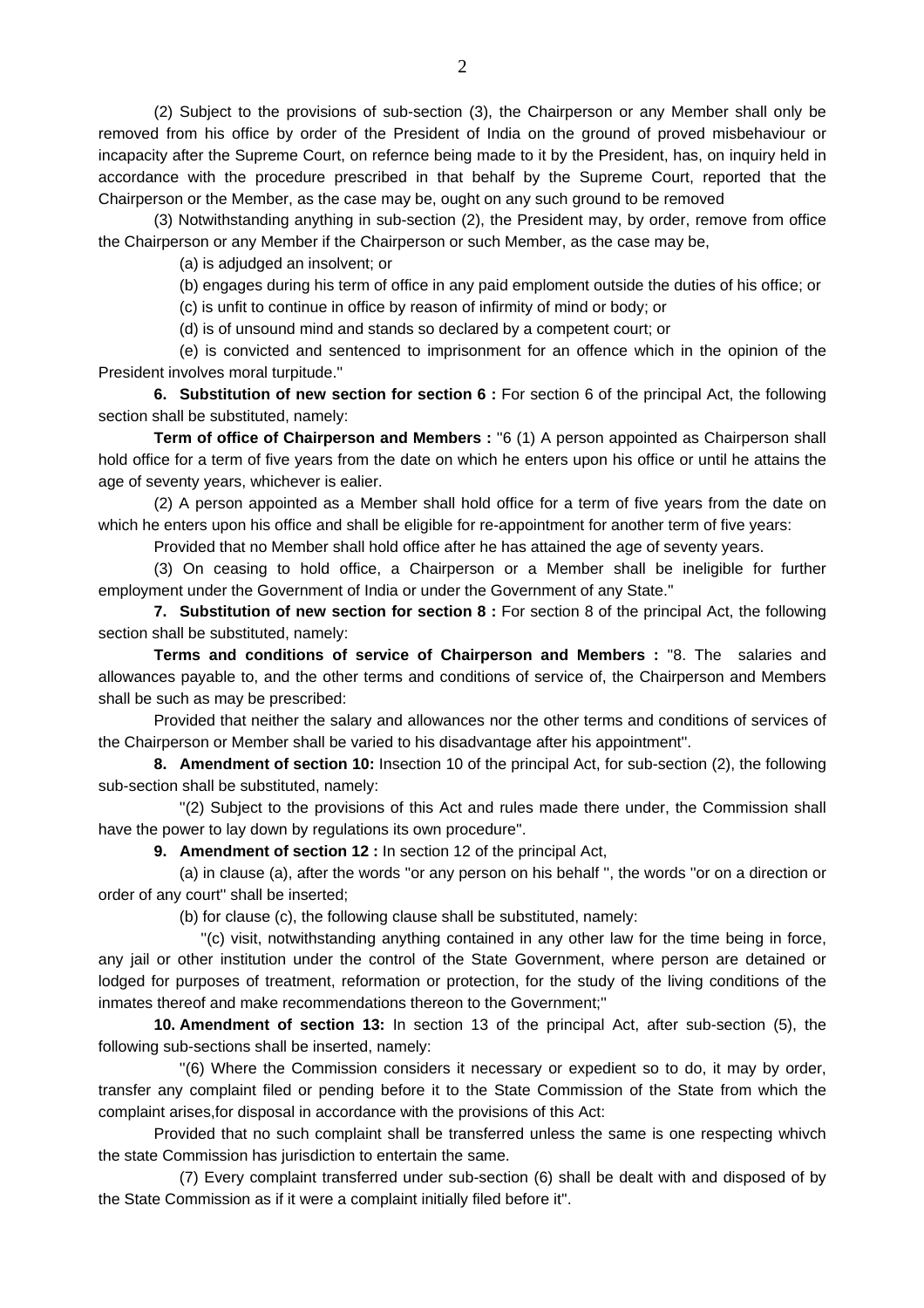(2) Subject to the provisions of sub-section (3), the Chairperson or any Member shall only be removed from his office by order of the President of India on the ground of proved misbehaviour or incapacity after the Supreme Court, on refernce being made to it by the President, has, on inquiry held in accordance with the procedure prescribed in that behalf by the Supreme Court, reported that the Chairperson or the Member, as the case may be, ought on any such ground to be removed

(3) Notwithstanding anything in sub-section (2), the President may, by order, remove from office the Chairperson or any Member if the Chairperson or such Member, as the case may be,

(a) is adjudged an insolvent; or

(b) engages during his term of office in any paid emploment outside the duties of his office; or

(c) is unfit to continue in office by reason of infirmity of mind or body; or

(d) is of unsound mind and stands so declared by a competent court; or

(e) is convicted and sentenced to imprisonment for an offence which in the opinion of the President involves moral turpitude."

**6. Substitution of new section for section 6 :** For section 6 of the principal Act, the following section shall be substituted, namely:

**Term of office of Chairperson and Members :** "6 (1) A person appointed as Chairperson shall hold office for a term of five years from the date on which he enters upon his office or until he attains the age of seventy years, whichever is ealier.

(2) A person appointed as a Member shall hold office for a term of five years from the date on which he enters upon his office and shall be eligible for re-appointment for another term of five years:

Provided that no Member shall hold office after he has attained the age of seventy years.

(3) On ceasing to hold office, a Chairperson or a Member shall be ineligible for further employment under the Government of India or under the Government of any State."

**7. Substitution of new section for section 8 :** For section 8 of the principal Act, the following section shall be substituted, namely:

**Terms and conditions of service of Chairperson and Members :** "8. The salaries and allowances payable to, and the other terms and conditions of service of, the Chairperson and Members shall be such as may be prescribed:

Provided that neither the salary and allowances nor the other terms and conditions of services of the Chairperson or Member shall be varied to his disadvantage after his appointment".

**8. Amendment of section 10:** Insection 10 of the principal Act, for sub-section (2), the following sub-section shall be substituted, namely:

"(2) Subject to the provisions of this Act and rules made there under, the Commission shall have the power to lay down by regulations its own procedure".

**9. Amendment of section 12 :** In section 12 of the principal Act,

(a) in clause (a), after the words "or any person on his behalf ", the words "or on a direction or order of any court" shall be inserted;

(b) for clause (c), the following clause shall be substituted, namely:

"(c) visit, notwithstanding anything contained in any other law for the time being in force, any jail or other institution under the control of the State Government, where person are detained or lodged for purposes of treatment, reformation or protection, for the study of the living conditions of the inmates thereof and make recommendations thereon to the Government;"

**10. Amendment of section 13:** In section 13 of the principal Act, after sub-section (5), the following sub-sections shall be inserted, namely:

"(6) Where the Commission considers it necessary or expedient so to do, it may by order, transfer any complaint filed or pending before it to the State Commission of the State from which the complaint arises,for disposal in accordance with the provisions of this Act:

Provided that no such complaint shall be transferred unless the same is one respecting whivch the state Commission has jurisdiction to entertain the same.

(7) Every complaint transferred under sub-section (6) shall be dealt with and disposed of by the State Commission as if it were a complaint initially filed before it".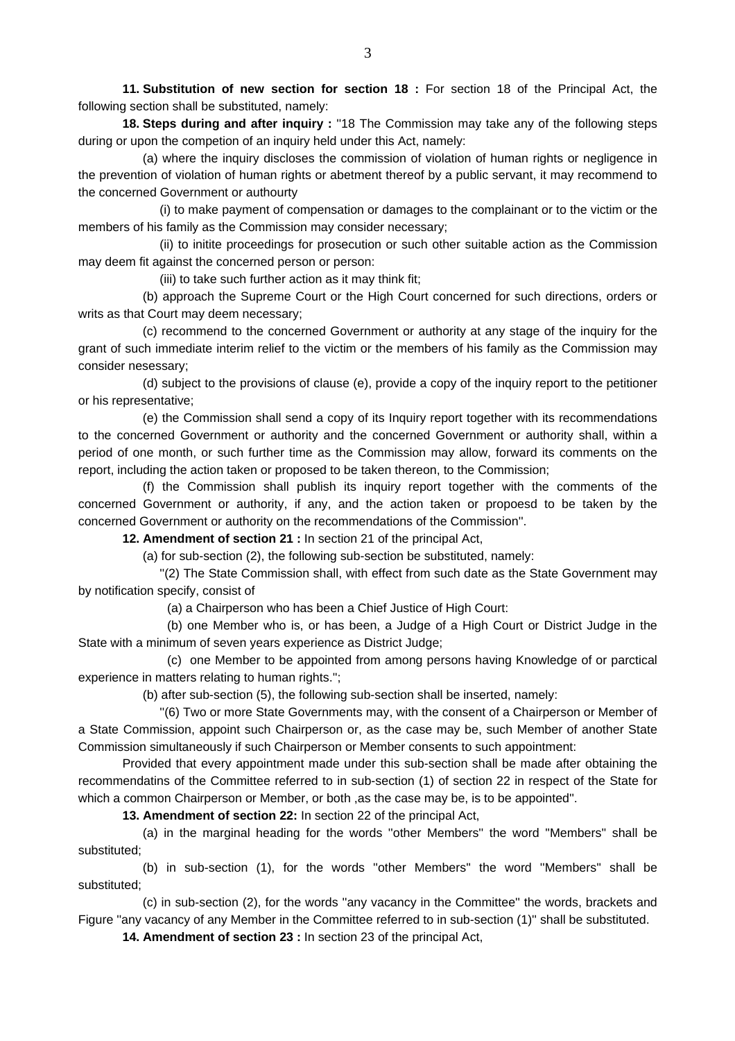**11. Substitution of new section for section 18 :** For section 18 of the Principal Act, the following section shall be substituted, namely:

**18. Steps during and after inquiry :** "18 The Commission may take any of the following steps during or upon the competion of an inquiry held under this Act, namely:

(a) where the inquiry discloses the commission of violation of human rights or negligence in the prevention of violation of human rights or abetment thereof by a public servant, it may recommend to the concerned Government or authourty

(i) to make payment of compensation or damages to the complainant or to the victim or the members of his family as the Commission may consider necessary;

(ii) to initite proceedings for prosecution or such other suitable action as the Commission may deem fit against the concerned person or person:

(iii) to take such further action as it may think fit;

(b) approach the Supreme Court or the High Court concerned for such directions, orders or writs as that Court may deem necessary;

(c) recommend to the concerned Government or authority at any stage of the inquiry for the grant of such immediate interim relief to the victim or the members of his family as the Commission may consider nesessary;

(d) subject to the provisions of clause (e), provide a copy of the inquiry report to the petitioner or his representative;

(e) the Commission shall send a copy of its Inquiry report together with its recommendations to the concerned Government or authority and the concerned Government or authority shall, within a period of one month, or such further time as the Commission may allow, forward its comments on the report, including the action taken or proposed to be taken thereon, to the Commission;

(f) the Commission shall publish its inquiry report together with the comments of the concerned Government or authority, if any, and the action taken or propoesd to be taken by the concerned Government or authority on the recommendations of the Commission".

**12. Amendment of section 21 :** In section 21 of the principal Act,

(a) for sub-section (2), the following sub-section be substituted, namely:

"(2) The State Commission shall, with effect from such date as the State Government may by notification specify, consist of

(a) a Chairperson who has been a Chief Justice of High Court:

(b) one Member who is, or has been, a Judge of a High Court or District Judge in the State with a minimum of seven years experience as District Judge;

(c) one Member to be appointed from among persons having Knowledge of or parctical experience in matters relating to human rights.";

(b) after sub-section (5), the following sub-section shall be inserted, namely:

"(6) Two or more State Governments may, with the consent of a Chairperson or Member of a State Commission, appoint such Chairperson or, as the case may be, such Member of another State Commission simultaneously if such Chairperson or Member consents to such appointment:

Provided that every appointment made under this sub-section shall be made after obtaining the recommendatins of the Committee referred to in sub-section (1) of section 22 in respect of the State for which a common Chairperson or Member, or both ,as the case may be, is to be appointed".

**13. Amendment of section 22:** In section 22 of the principal Act,

(a) in the marginal heading for the words "other Members" the word "Members" shall be substituted;

(b) in sub-section (1), for the words "other Members" the word "Members" shall be substituted;

(c) in sub-section (2), for the words "any vacancy in the Committee" the words, brackets and Figure "any vacancy of any Member in the Committee referred to in sub-section (1)" shall be substituted.

**14. Amendment of section 23 :** In section 23 of the principal Act,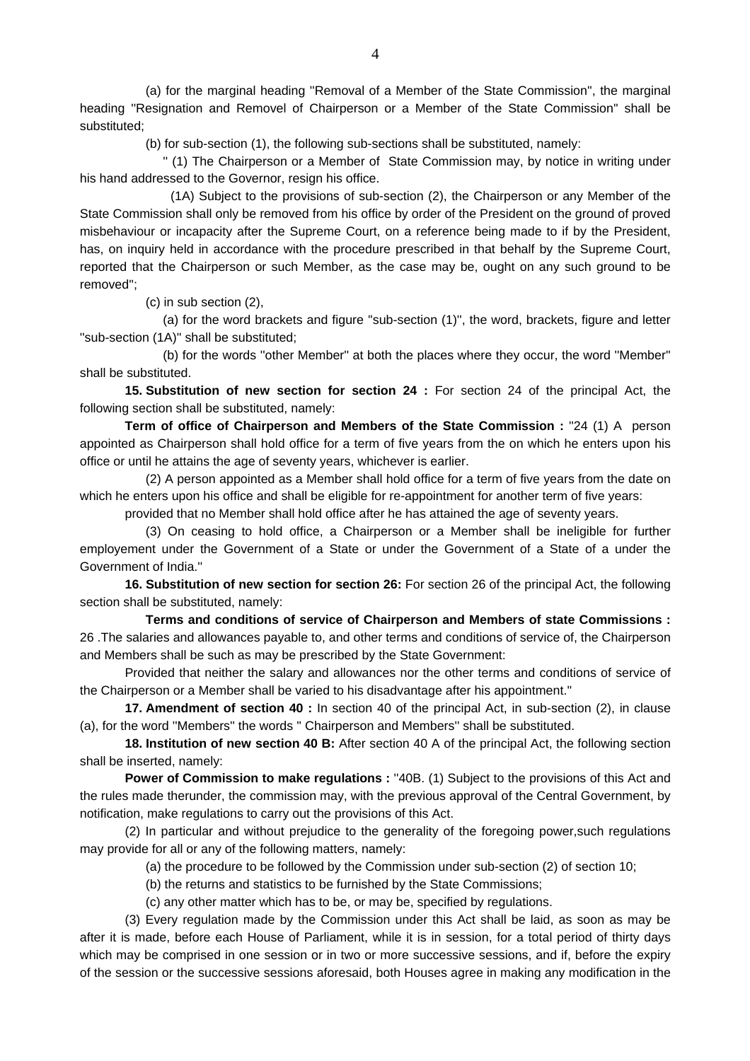(a) for the marginal heading "Removal of a Member of the State Commission", the marginal heading "Resignation and Removel of Chairperson or a Member of the State Commission" shall be substituted;

(b) for sub-section (1), the following sub-sections shall be substituted, namely:

" (1) The Chairperson or a Member of State Commission may, by notice in writing under his hand addressed to the Governor, resign his office.

(1A) Subject to the provisions of sub-section (2), the Chairperson or any Member of the State Commission shall only be removed from his office by order of the President on the ground of proved misbehaviour or incapacity after the Supreme Court, on a reference being made to if by the President, has, on inquiry held in accordance with the procedure prescribed in that behalf by the Supreme Court, reported that the Chairperson or such Member, as the case may be, ought on any such ground to be removed";

(c) in sub section (2),

(a) for the word brackets and figure "sub-section (1)", the word, brackets, figure and letter "sub-section (1A)" shall be substituted;

(b) for the words "other Member" at both the places where they occur, the word "Member" shall be substituted.

**15. Substitution of new section for section 24 :** For section 24 of the principal Act, the following section shall be substituted, namely:

**Term of office of Chairperson and Members of the State Commission :** "24 (1) A person appointed as Chairperson shall hold office for a term of five years from the on which he enters upon his office or until he attains the age of seventy years, whichever is earlier.

(2) A person appointed as a Member shall hold office for a term of five years from the date on which he enters upon his office and shall be eligible for re-appointment for another term of five years:

provided that no Member shall hold office after he has attained the age of seventy years.

(3) On ceasing to hold office, a Chairperson or a Member shall be ineligible for further employement under the Government of a State or under the Government of a State of a under the Government of India."

**16. Substitution of new section for section 26:** For section 26 of the principal Act, the following section shall be substituted, namely:

**Terms and conditions of service of Chairperson and Members of state Commissions :** 26 .The salaries and allowances payable to, and other terms and conditions of service of, the Chairperson and Members shall be such as may be prescribed by the State Government:

Provided that neither the salary and allowances nor the other terms and conditions of service of the Chairperson or a Member shall be varied to his disadvantage after his appointment."

**17. Amendment of section 40 :** In section 40 of the principal Act, in sub-section (2), in clause (a), for the word "Members" the words " Chairperson and Members" shall be substituted.

**18. Institution of new section 40 B:** After section 40 A of the principal Act, the following section shall be inserted, namely:

**Power of Commission to make regulations :** "40B. (1) Subject to the provisions of this Act and the rules made therunder, the commission may, with the previous approval of the Central Government, by notification, make regulations to carry out the provisions of this Act.

(2) In particular and without prejudice to the generality of the foregoing power,such regulations may provide for all or any of the following matters, namely:

(a) the procedure to be followed by the Commission under sub-section (2) of section 10;

(b) the returns and statistics to be furnished by the State Commissions;

(c) any other matter which has to be, or may be, specified by regulations.

(3) Every regulation made by the Commission under this Act shall be laid, as soon as may be after it is made, before each House of Parliament, while it is in session, for a total period of thirty days which may be comprised in one session or in two or more successive sessions, and if, before the expiry of the session or the successive sessions aforesaid, both Houses agree in making any modification in the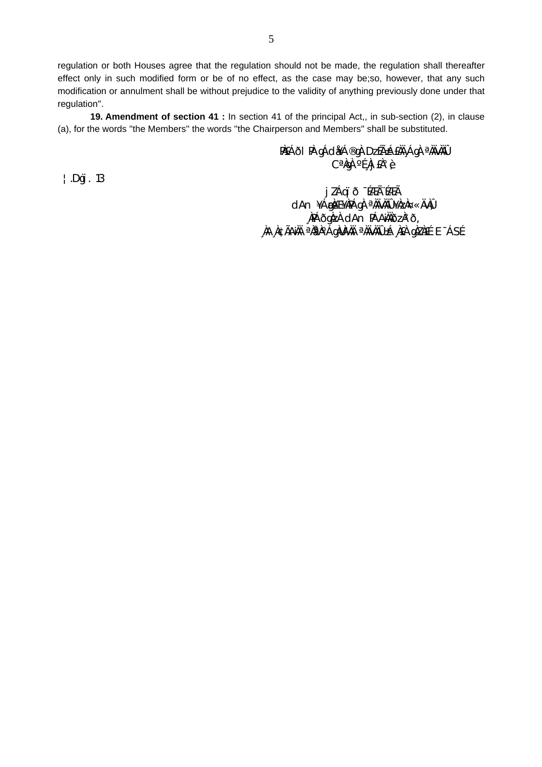regulation or both Houses agree that the regulation should not be made, the regulation shall thereafter effect only in such modified form or be of no effect, as the case may be;so, however, that any such modification or annulment shall be without prejudice to the validity of anything previously done under that regulation".

**19. Amendment of section 41 :** In section 41 of the principal Act,, in sub-section (2), in clause (a), for the words "the Members" the words "the Chairperson and Members" shall be substituted.

PÀ£ÁðlPÀ gÁdå¥Á®gÀ DzÉñÁ£ÀÄ¸ÁgÀ ªÀÄvÀÄÛ
CªÀgÀ ºÉ¸Àj£À°è

¦.Dgï. 13

jZÁqïð ¯ÉÆÃ¨ÉÆÃ
dAn ¥ÁægÀÆ¥ÀPÀgÀ ªÀÄvÀÄÛ ¥ÀzÀ¤«ÄvÀÛ
¸ÀPÁðgÀzÀ dAn PÁAiÀÄðzÀ²ð,
¸ÀA¸À¢ÃAiÀÄ ªÀåªÀºÁgÀUÀ¼ÀÄ ªÀÄvÀÄÛ ±Á¸À£À gÀZÀ£É E¯ÁSÉ.